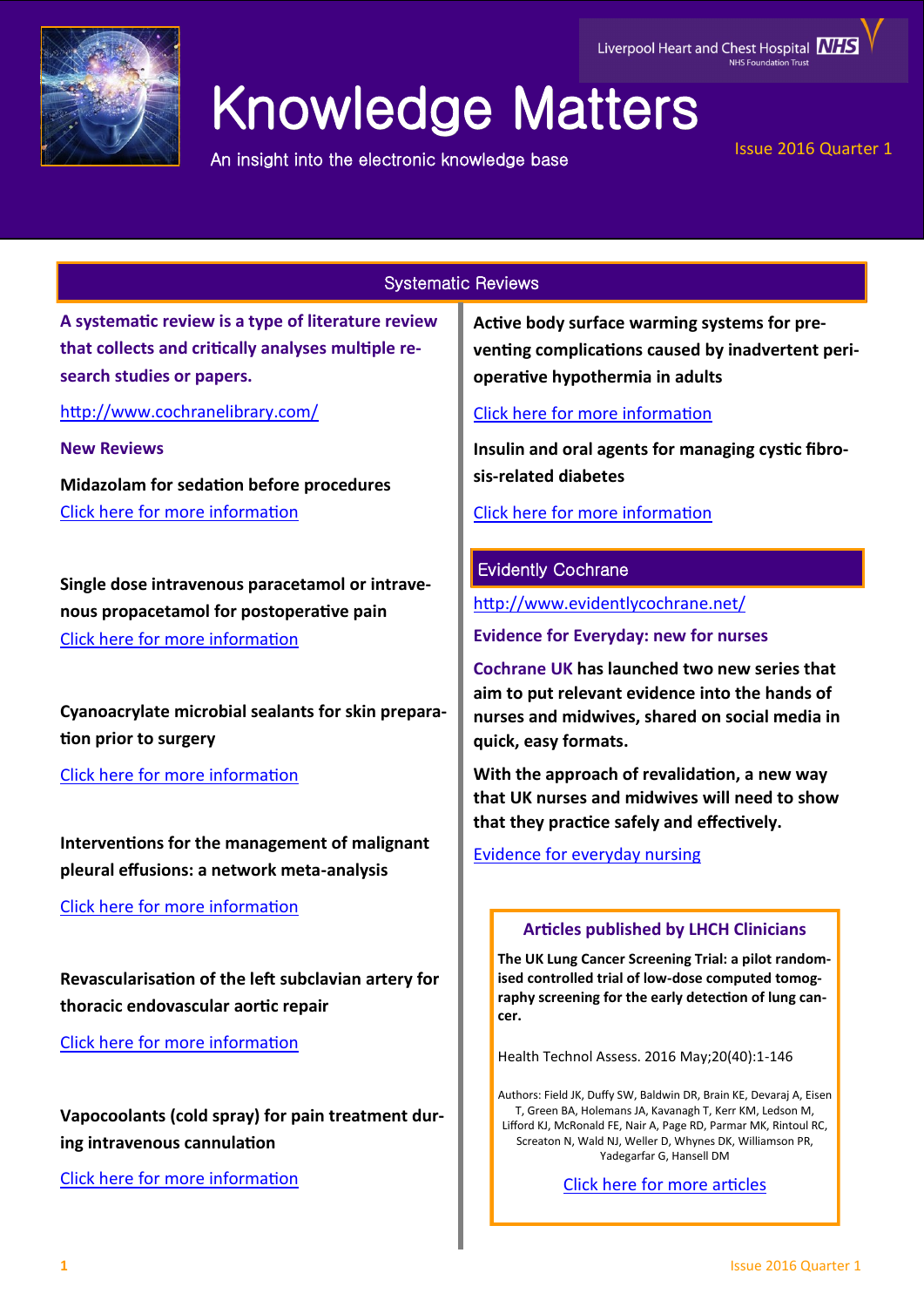# Knowledge Matters

An insight into the electronic knowledge base

Liverpool Heart and Chest Hospital NHS Foundation Trust

Issue 2016 Quarter 1

## Systematic Reviews

**A systematic review is a type of literature review that collects and critically analyses multiple research studies or papers.**

http://www.cochranelibrary.com/

### New Reviews

**Midazolam for sedation before procedures**
Click here for more information

**Single dose intravenous paracetamol or intravenous propacetamol for postoperative pain**
Click here for more information

**Cyanoacrylate microbial sealants for skin preparation prior to surgery**

Click here for more information

**Interventions for the management of malignant pleural effusions: a network meta-analysis**

Click here for more information

**Revascularisation of the left subclavian artery for thoracic endovascular aortic repair**

Click here for more information

**Vapocoolants (cold spray) for pain treatment during intravenous cannulation**

Click here for more information

**Active body surface warming systems for preventing complications caused by inadvertent perioperative hypothermia in adults**

Click here for more information

**Insulin and oral agents for managing cystic fibrosis-related diabetes**

Click here for more information

## Evidently Cochrane

http://www.evidentlycochrane.net/

**Evidence for Everyday: new for nurses**

**Cochrane UK has launched two new series that aim to put relevant evidence into the hands of nurses and midwives, shared on social media in quick, easy formats.**

**With the approach of revalidation, a new way that UK nurses and midwives will need to show that they practice safely and effectively.**

Evidence for everyday nursing

## Articles published by LHCH Clinicians

**The UK Lung Cancer Screening Trial: a pilot randomised controlled trial of low-dose computed tomography screening for the early detection of lung cancer.**

Health Technol Assess. 2016 May;20(40):1-146

Authors: Field JK, Duffy SW, Baldwin DR, Brain KE, Devaraj A, Eisen T, Green BA, Holemans JA, Kavanagh T, Kerr KM, Ledson M, Lifford KJ, McRonald FE, Nair A, Page RD, Parmar MK, Rintoul RC, Screaton N, Wald NJ, Weller D, Whynes DK, Williamson PR, Yadegarfar G, Hansell DM

Click here for more articles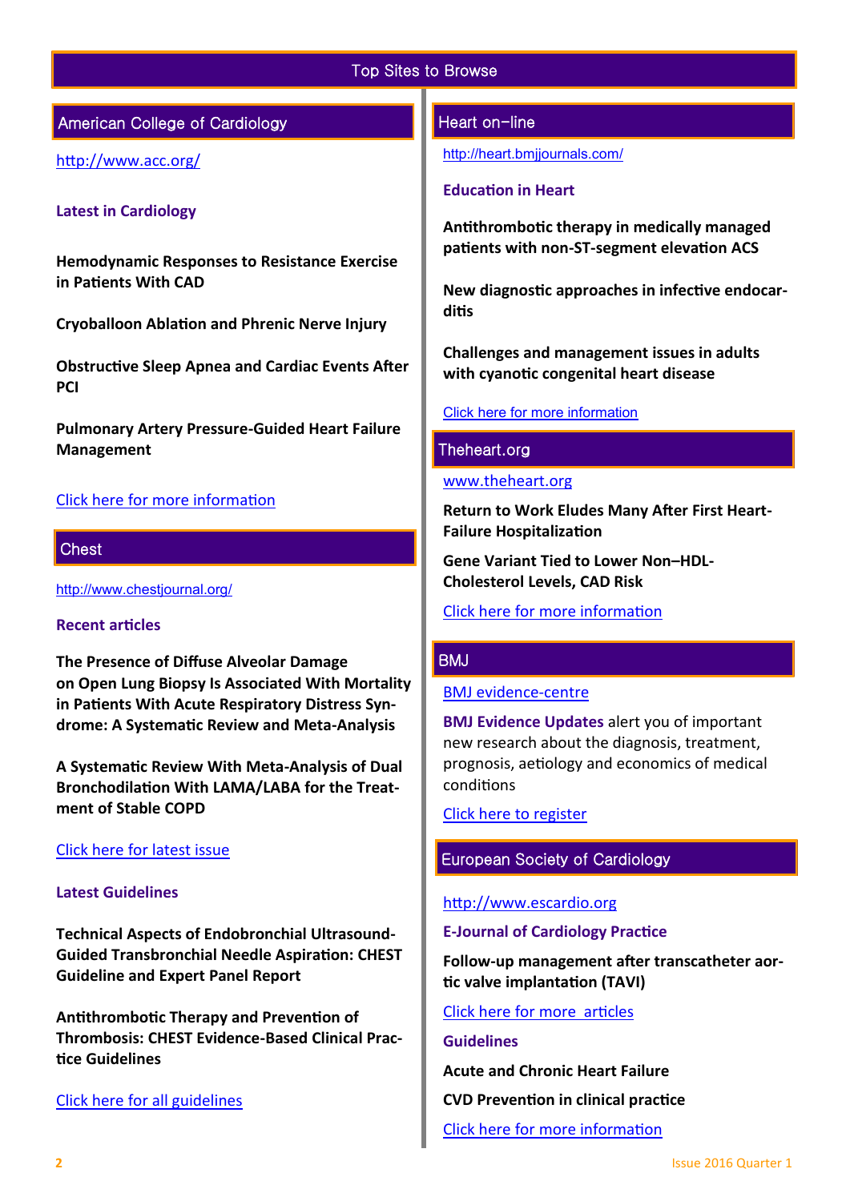# Top Sites to Browse

## American College of Cardiology

http://www.acc.org/

### Latest in Cardiology

**Hemodynamic Responses to Resistance Exercise in Patients With CAD**

**Cryoballoon Ablation and Phrenic Nerve Injury**

**Obstructive Sleep Apnea and Cardiac Events After PCI**

**Pulmonary Artery Pressure-Guided Heart Failure Management**

Click here for more information

## Chest

http://www.chestjournal.org/

### Recent articles

**The Presence of Diffuse Alveolar Damage on Open Lung Biopsy Is Associated With Mortality in Patients With Acute Respiratory Distress Syndrome: A Systematic Review and Meta-Analysis**

**A Systematic Review With Meta-Analysis of Dual Bronchodilation With LAMA/LABA for the Treatment of Stable COPD**

Click here for latest issue

### Latest Guidelines

**Technical Aspects of Endobronchial Ultrasound-Guided Transbronchial Needle Aspiration: CHEST Guideline and Expert Panel Report**

**Antithrombotic Therapy and Prevention of Thrombosis: CHEST Evidence-Based Clinical Practice Guidelines**

Click here for all guidelines

## Heart on-line

http://heart.bmjjournals.com/

### Education in Heart

**Antithrombotic therapy in medically managed patients with non-ST-segment elevation ACS**

**New diagnostic approaches in infective endocarditis**

**Challenges and management issues in adults with cyanotic congenital heart disease**

Click here for more information

## Theheart.org

www.theheart.org

**Return to Work Eludes Many After First Heart-Failure Hospitalization**

**Gene Variant Tied to Lower Non–HDL-Cholesterol Levels, CAD Risk**

Click here for more information

## BMJ

BMJ evidence-centre

**BMJ Evidence Updates** alert you of important new research about the diagnosis, treatment, prognosis, aetiology and economics of medical conditions

Click here to register

## European Society of Cardiology

http://www.escardio.org

### E-Journal of Cardiology Practice

**Follow-up management after transcatheter aortic valve implantation (TAVI)**

Click here for more articles

### Guidelines

**Acute and Chronic Heart Failure**

**CVD Prevention in clinical practice**

Click here for more information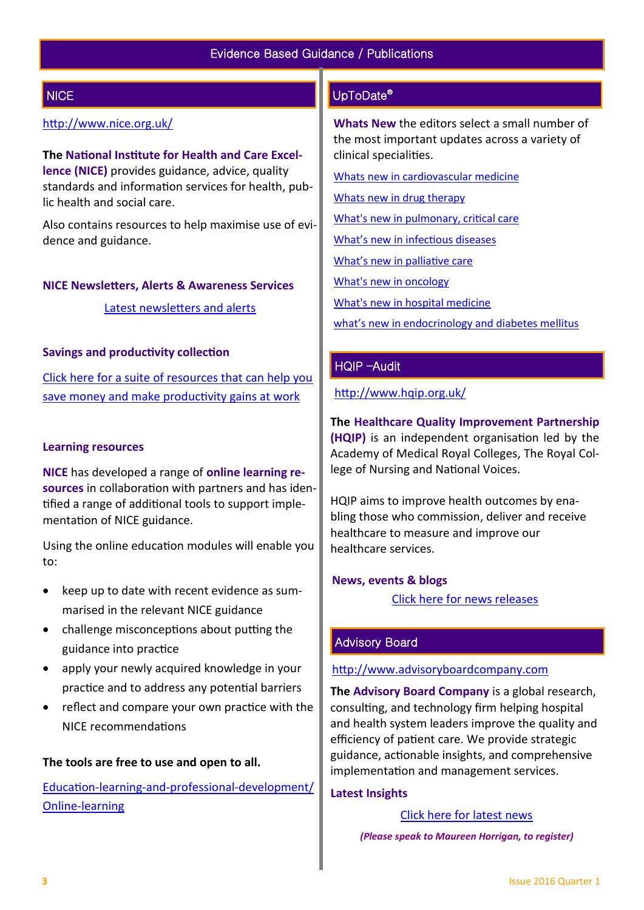# Evidence Based Guidance / Publications

## NICE

http://www.nice.org.uk/

The **National Institute for Health and Care Excellence (NICE)** provides guidance, advice, quality standards and information services for health, public health and social care.

Also contains resources to help maximise use of evidence and guidance.

### NICE Newsletters, Alerts & Awareness Services

Latest newsletters and alerts

### Savings and productivity collection

Click here for a suite of resources that can help you save money and make productivity gains at work

### Learning resources

**NICE** has developed a range of **online learning resources** in collaboration with partners and has identified a range of additional tools to support implementation of NICE guidance.

Using the online education modules will enable you to:

- keep up to date with recent evidence as summarised in the relevant NICE guidance
- challenge misconceptions about putting the guidance into practice
- apply your newly acquired knowledge in your practice and to address any potential barriers
- reflect and compare your own practice with the NICE recommendations

**The tools are free to use and open to all.**

Education-learning-and-professional-development/Online-learning

## UpToDate®

**Whats New** the editors select a small number of the most important updates across a variety of clinical specialities.

Whats new in cardiovascular medicine

Whats new in drug therapy

What's new in pulmonary, critical care

What's new in infectious diseases

What's new in palliative care

What's new in oncology

What's new in hospital medicine

what's new in endocrinology and diabetes mellitus

## HQIP –Audit

http://www.hqip.org.uk/

The **Healthcare Quality Improvement Partnership (HQIP)** is an independent organisation led by the Academy of Medical Royal Colleges, The Royal College of Nursing and National Voices.

HQIP aims to improve health outcomes by enabling those who commission, deliver and receive healthcare to measure and improve our healthcare services.

### News, events & blogs

Click here for news releases

## Advisory Board

http://www.advisoryboardcompany.com

The **Advisory Board Company** is a global research, consulting, and technology firm helping hospital and health system leaders improve the quality and efficiency of patient care. We provide strategic guidance, actionable insights, and comprehensive implementation and management services.

### Latest Insights

Click here for latest news

***(Please speak to Maureen Horrigan, to register)***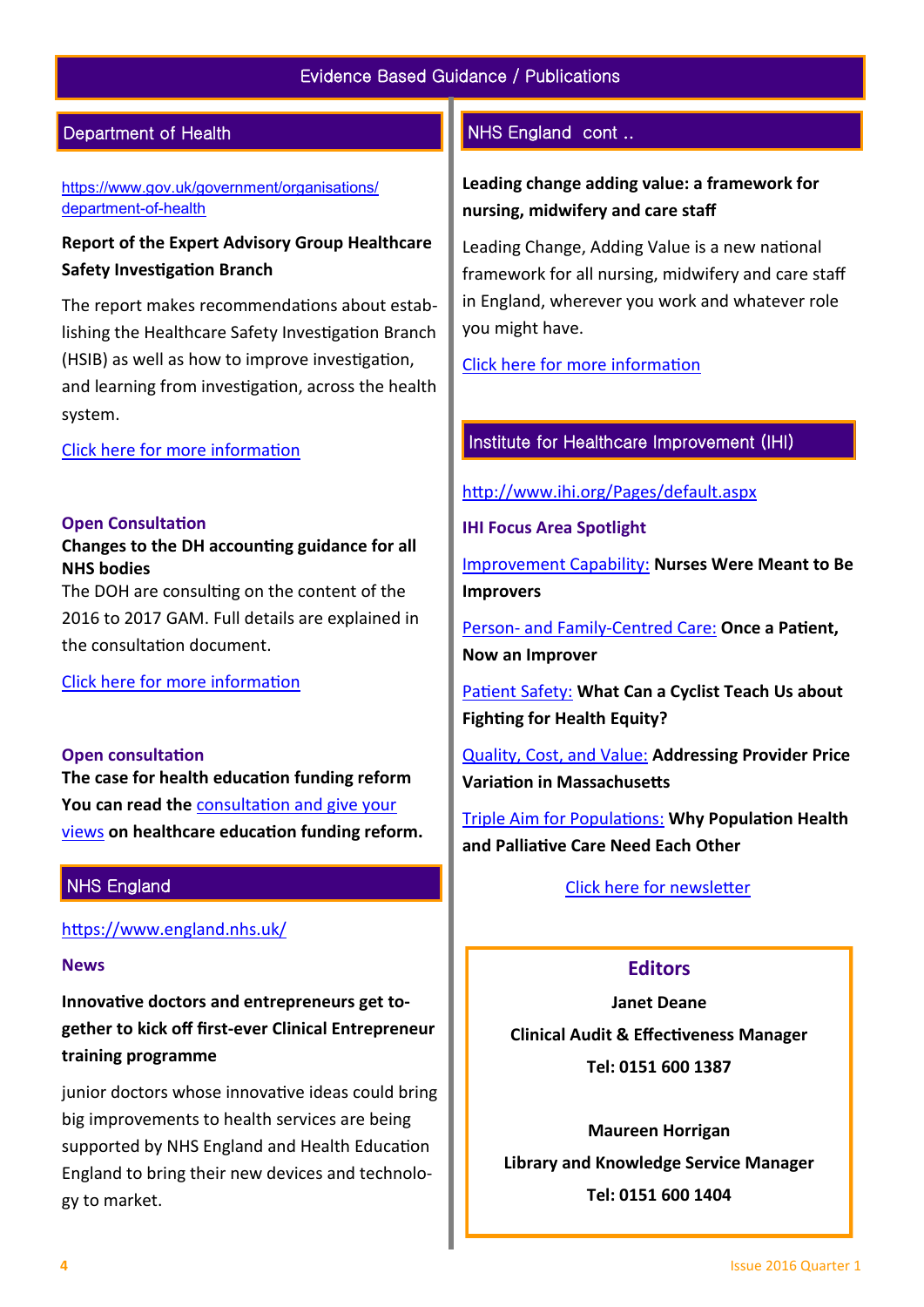# Evidence Based Guidance / Publications

## Department of Health

https://www.gov.uk/government/organisations/department-of-health

**Report of the Expert Advisory Group Healthcare Safety Investigation Branch**

The report makes recommendations about establishing the Healthcare Safety Investigation Branch (HSIB) as well as how to improve investigation, and learning from investigation, across the health system.

Click here for more information

**Open Consultation**

**Changes to the DH accounting guidance for all NHS bodies**

The DOH are consulting on the content of the 2016 to 2017 GAM. Full details are explained in the consultation document.

Click here for more information

**Open consultation**

**The case for health education funding reform**

**You can read the** consultation and give your views **on healthcare education funding reform.**

## NHS England

https://www.england.nhs.uk/

**News**

**Innovative doctors and entrepreneurs get together to kick off first-ever Clinical Entrepreneur training programme**

junior doctors whose innovative ideas could bring big improvements to health services are being supported by NHS England and Health Education England to bring their new devices and technology to market.

## NHS England cont ..

**Leading change adding value: a framework for nursing, midwifery and care staff**

Leading Change, Adding Value is a new national framework for all nursing, midwifery and care staff in England, wherever you work and whatever role you might have.

Click here for more information

## Institute for Healthcare Improvement (IHI)

http://www.ihi.org/Pages/default.aspx

**IHI Focus Area Spotlight**

Improvement Capability: **Nurses Were Meant to Be Improvers**

Person- and Family-Centred Care: **Once a Patient, Now an Improver**

Patient Safety: **What Can a Cyclist Teach Us about Fighting for Health Equity?**

Quality, Cost, and Value: **Addressing Provider Price Variation in Massachusetts**

Triple Aim for Populations: **Why Population Health and Palliative Care Need Each Other**

Click here for newsletter

## Editors

**Janet Deane**

**Clinical Audit & Effectiveness Manager**

**Tel: 0151 600 1387**

**Maureen Horrigan**

**Library and Knowledge Service Manager**

**Tel: 0151 600 1404**